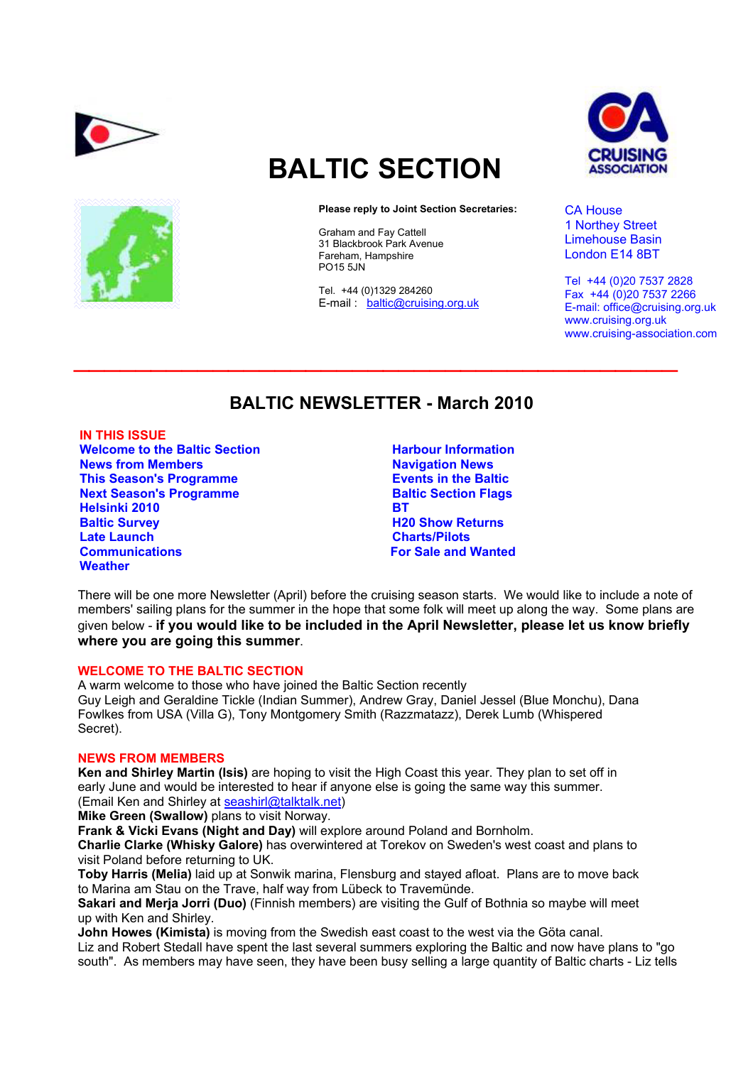# BALTIC SECTION

**Please reply to Joint Section Secretaries:**

Graham and Fay Cattell
31 Blackbrook Park Avenue
Fareham, Hampshire
PO15 5JN

Tel. +44 (0)1329 284260
E-mail : baltic@cruising.org.uk

CA House
1 Northey Street
Limehouse Basin
London E14 8BT

Tel +44 (0)20 7537 2828
Fax +44 (0)20 7537 2266
E-mail: office@cruising.org.uk
www.cruising.org.uk
www.cruising-association.com

## BALTIC NEWSLETTER - March 2010

**IN THIS ISSUE**

- Welcome to the Baltic Section
- News from Members
- This Season's Programme
- Next Season's Programme
- Helsinki 2010
- Baltic Survey
- Late Launch
- Communications
- Weather
- Harbour Information
- Navigation News
- Events in the Baltic
- Baltic Section Flags
- BT
- H20 Show Returns
- Charts/Pilots
- For Sale and Wanted

There will be one more Newsletter (April) before the cruising season starts. We would like to include a note of members' sailing plans for the summer in the hope that some folk will meet up along the way. Some plans are given below - **if you would like to be included in the April Newsletter, please let us know briefly where you are going this summer**.

### WELCOME TO THE BALTIC SECTION

A warm welcome to those who have joined the Baltic Section recently
Guy Leigh and Geraldine Tickle (Indian Summer), Andrew Gray, Daniel Jessel (Blue Monchu), Dana Fowlkes from USA (Villa G), Tony Montgomery Smith (Razzmatazz), Derek Lumb (Whispered Secret).

### NEWS FROM MEMBERS

**Ken and Shirley Martin (Isis)** are hoping to visit the High Coast this year. They plan to set off in early June and would be interested to hear if anyone else is going the same way this summer. (Email Ken and Shirley at seashirl@talktalk.net)
**Mike Green (Swallow)** plans to visit Norway.
**Frank & Vicki Evans (Night and Day)** will explore around Poland and Bornholm.
**Charlie Clarke (Whisky Galore)** has overwintered at Torekov on Sweden's west coast and plans to visit Poland before returning to UK.
**Toby Harris (Melia)** laid up at Sonwik marina, Flensburg and stayed afloat. Plans are to move back to Marina am Stau on the Trave, half way from Lübeck to Travemünde.
**Sakari and Merja Jorri (Duo)** (Finnish members) are visiting the Gulf of Bothnia so maybe will meet up with Ken and Shirley.
**John Howes (Kimista)** is moving from the Swedish east coast to the west via the Göta canal.
Liz and Robert Stedall have spent the last several summers exploring the Baltic and now have plans to "go south". As members may have seen, they have been busy selling a large quantity of Baltic charts - Liz tells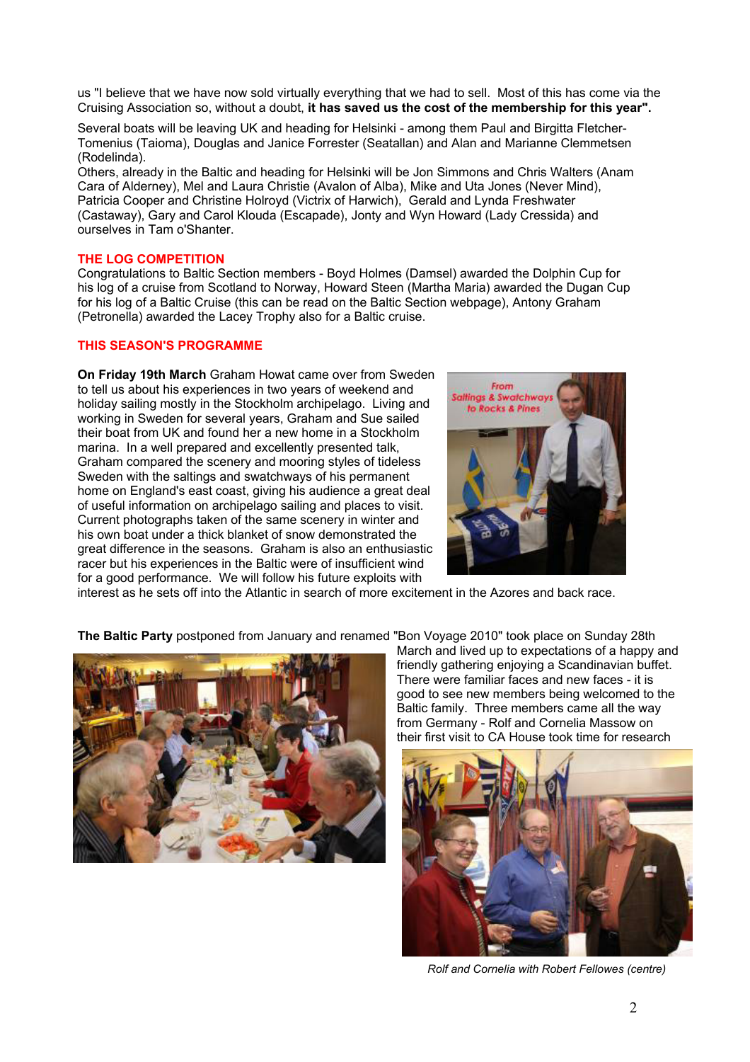us "I believe that we have now sold virtually everything that we had to sell. Most of this has come via the Cruising Association so, without a doubt, **it has saved us the cost of the membership for this year".**

Several boats will be leaving UK and heading for Helsinki - among them Paul and Birgitta Fletcher-Tomenius (Taioma), Douglas and Janice Forrester (Seatallan) and Alan and Marianne Clemmetsen (Rodelinda).

Others, already in the Baltic and heading for Helsinki will be Jon Simmons and Chris Walters (Anam Cara of Alderney), Mel and Laura Christie (Avalon of Alba), Mike and Uta Jones (Never Mind), Patricia Cooper and Christine Holroyd (Victrix of Harwich), Gerald and Lynda Freshwater (Castaway), Gary and Carol Klouda (Escapade), Jonty and Wyn Howard (Lady Cressida) and ourselves in Tam o'Shanter.

## THE LOG COMPETITION

Congratulations to Baltic Section members - Boyd Holmes (Damsel) awarded the Dolphin Cup for his log of a cruise from Scotland to Norway, Howard Steen (Martha Maria) awarded the Dugan Cup for his log of a Baltic Cruise (this can be read on the Baltic Section webpage), Antony Graham (Petronella) awarded the Lacey Trophy also for a Baltic cruise.

## THIS SEASON'S PROGRAMME

**On Friday 19th March** Graham Howat came over from Sweden to tell us about his experiences in two years of weekend and holiday sailing mostly in the Stockholm archipelago. Living and working in Sweden for several years, Graham and Sue sailed their boat from UK and found her a new home in a Stockholm marina. In a well prepared and excellently presented talk, Graham compared the scenery and mooring styles of tideless Sweden with the saltings and swatchways of his permanent home on England's east coast, giving his audience a great deal of useful information on archipelago sailing and places to visit. Current photographs taken of the same scenery in winter and his own boat under a thick blanket of snow demonstrated the great difference in the seasons. Graham is also an enthusiastic racer but his experiences in the Baltic were of insufficient wind for a good performance. We will follow his future exploits with interest as he sets off into the Atlantic in search of more excitement in the Azores and back race.

**The Baltic Party** postponed from January and renamed "Bon Voyage 2010" took place on Sunday 28th March and lived up to expectations of a happy and friendly gathering enjoying a Scandinavian buffet. There were familiar faces and new faces - it is good to see new members being welcomed to the Baltic family. Three members came all the way from Germany - Rolf and Cornelia Massow on their first visit to CA House took time for research

*Rolf and Cornelia with Robert Fellowes (centre)*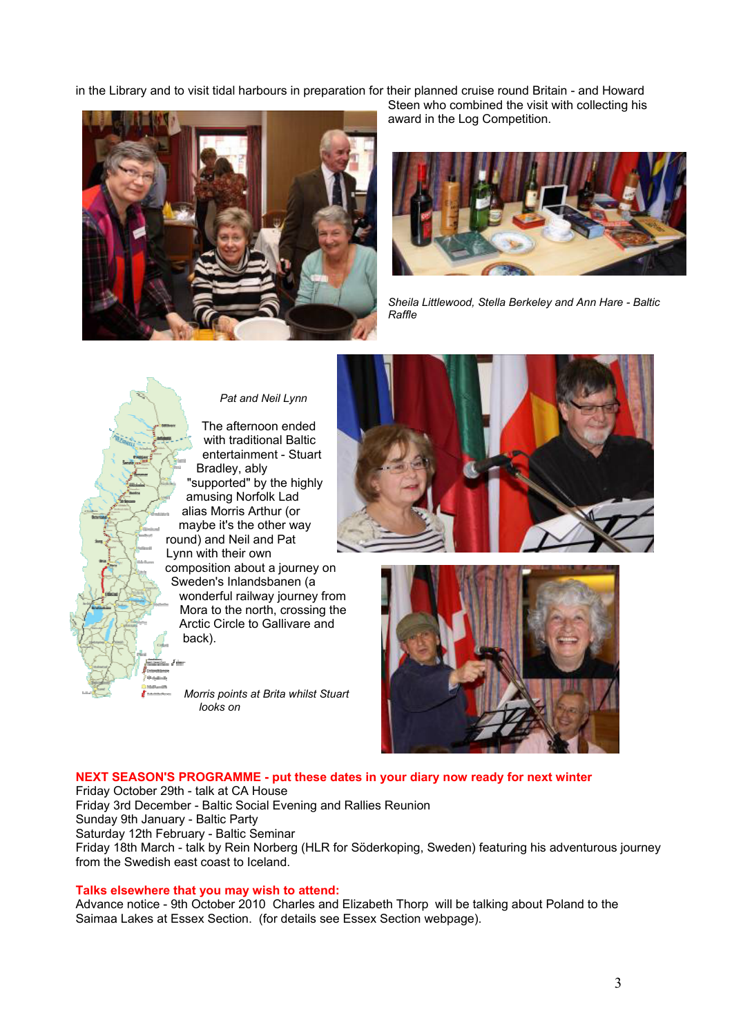in the Library and to visit tidal harbours in preparation for their planned cruise round Britain - and Howard Steen who combined the visit with collecting his award in the Log Competition.

*Sheila Littlewood, Stella Berkeley and Ann Hare - Baltic Raffle*

*Pat and Neil Lynn*

The afternoon ended with traditional Baltic entertainment - Stuart Bradley, ably "supported" by the highly amusing Norfolk Lad alias Morris Arthur (or maybe it's the other way round) and Neil and Pat Lynn with their own composition about a journey on Sweden's Inlandsbanen (a wonderful railway journey from Mora to the north, crossing the Arctic Circle to Gallivare and back).

*Morris points at Brita whilst Stuart looks on*

**NEXT SEASON'S PROGRAMME - put these dates in your diary now ready for next winter**

Friday October 29th - talk at CA House
Friday 3rd December - Baltic Social Evening and Rallies Reunion
Sunday 9th January - Baltic Party
Saturday 12th February - Baltic Seminar
Friday 18th March - talk by Rein Norberg (HLR for Söderkoping, Sweden) featuring his adventurous journey from the Swedish east coast to Iceland.

**Talks elsewhere that you may wish to attend:**

Advance notice - 9th October 2010 Charles and Elizabeth Thorp will be talking about Poland to the Saimaa Lakes at Essex Section. (for details see Essex Section webpage).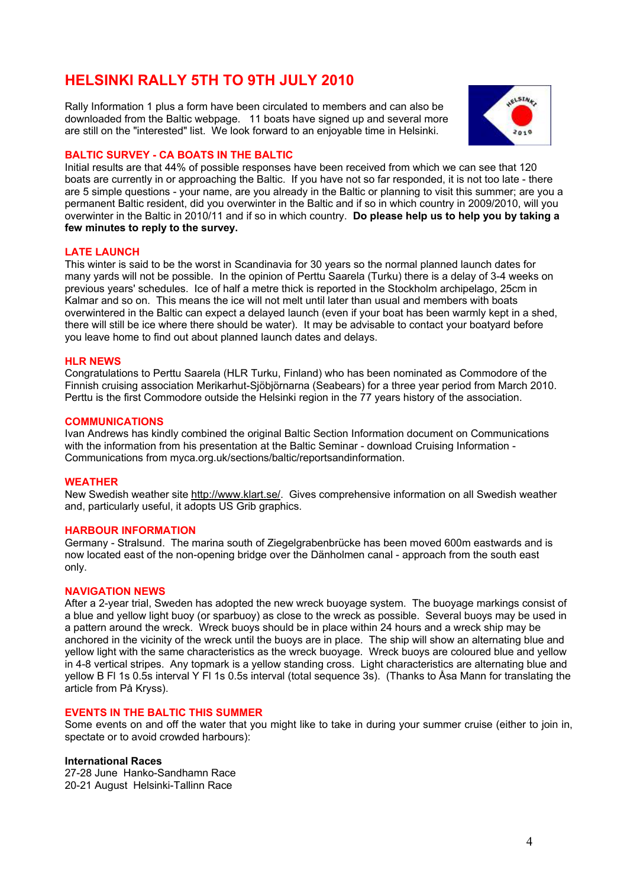# HELSINKI RALLY 5TH TO 9TH JULY 2010

Rally Information 1 plus a form have been circulated to members and can also be downloaded from the Baltic webpage. 11 boats have signed up and several more are still on the "interested" list. We look forward to an enjoyable time in Helsinki.

## BALTIC SURVEY - CA BOATS IN THE BALTIC

Initial results are that 44% of possible responses have been received from which we can see that 120 boats are currently in or approaching the Baltic. If you have not so far responded, it is not too late - there are 5 simple questions - your name, are you already in the Baltic or planning to visit this summer; are you a permanent Baltic resident, did you overwinter in the Baltic and if so in which country in 2009/2010, will you overwinter in the Baltic in 2010/11 and if so in which country. **Do please help us to help you by taking a few minutes to reply to the survey.**

## LATE LAUNCH

This winter is said to be the worst in Scandinavia for 30 years so the normal planned launch dates for many yards will not be possible. In the opinion of Perttu Saarela (Turku) there is a delay of 3-4 weeks on previous years' schedules. Ice of half a metre thick is reported in the Stockholm archipelago, 25cm in Kalmar and so on. This means the ice will not melt until later than usual and members with boats overwintered in the Baltic can expect a delayed launch (even if your boat has been warmly kept in a shed, there will still be ice where there should be water). It may be advisable to contact your boatyard before you leave home to find out about planned launch dates and delays.

## HLR NEWS

Congratulations to Perttu Saarela (HLR Turku, Finland) who has been nominated as Commodore of the Finnish cruising association Merikarhut-Sjöbjörnarna (Seabears) for a three year period from March 2010. Perttu is the first Commodore outside the Helsinki region in the 77 years history of the association.

## COMMUNICATIONS

Ivan Andrews has kindly combined the original Baltic Section Information document on Communications with the information from his presentation at the Baltic Seminar - download Cruising Information - Communications from myca.org.uk/sections/baltic/reportsandinformation.

## WEATHER

New Swedish weather site http://www.klart.se/. Gives comprehensive information on all Swedish weather and, particularly useful, it adopts US Grib graphics.

## HARBOUR INFORMATION

Germany - Stralsund. The marina south of Ziegelgrabenbrücke has been moved 600m eastwards and is now located east of the non-opening bridge over the Dänholmen canal - approach from the south east only.

## NAVIGATION NEWS

After a 2-year trial, Sweden has adopted the new wreck buoyage system. The buoyage markings consist of a blue and yellow light buoy (or sparbuoy) as close to the wreck as possible. Several buoys may be used in a pattern around the wreck. Wreck buoys should be in place within 24 hours and a wreck ship may be anchored in the vicinity of the wreck until the buoys are in place. The ship will show an alternating blue and yellow light with the same characteristics as the wreck buoyage. Wreck buoys are coloured blue and yellow in 4-8 vertical stripes. Any topmark is a yellow standing cross. Light characteristics are alternating blue and yellow B Fl 1s 0.5s interval Y Fl 1s 0.5s interval (total sequence 3s). (Thanks to Åsa Mann for translating the article from På Kryss).

## EVENTS IN THE BALTIC THIS SUMMER

Some events on and off the water that you might like to take in during your summer cruise (either to join in, spectate or to avoid crowded harbours):

**International Races**

27-28 June Hanko-Sandhamn Race
20-21 August Helsinki-Tallinn Race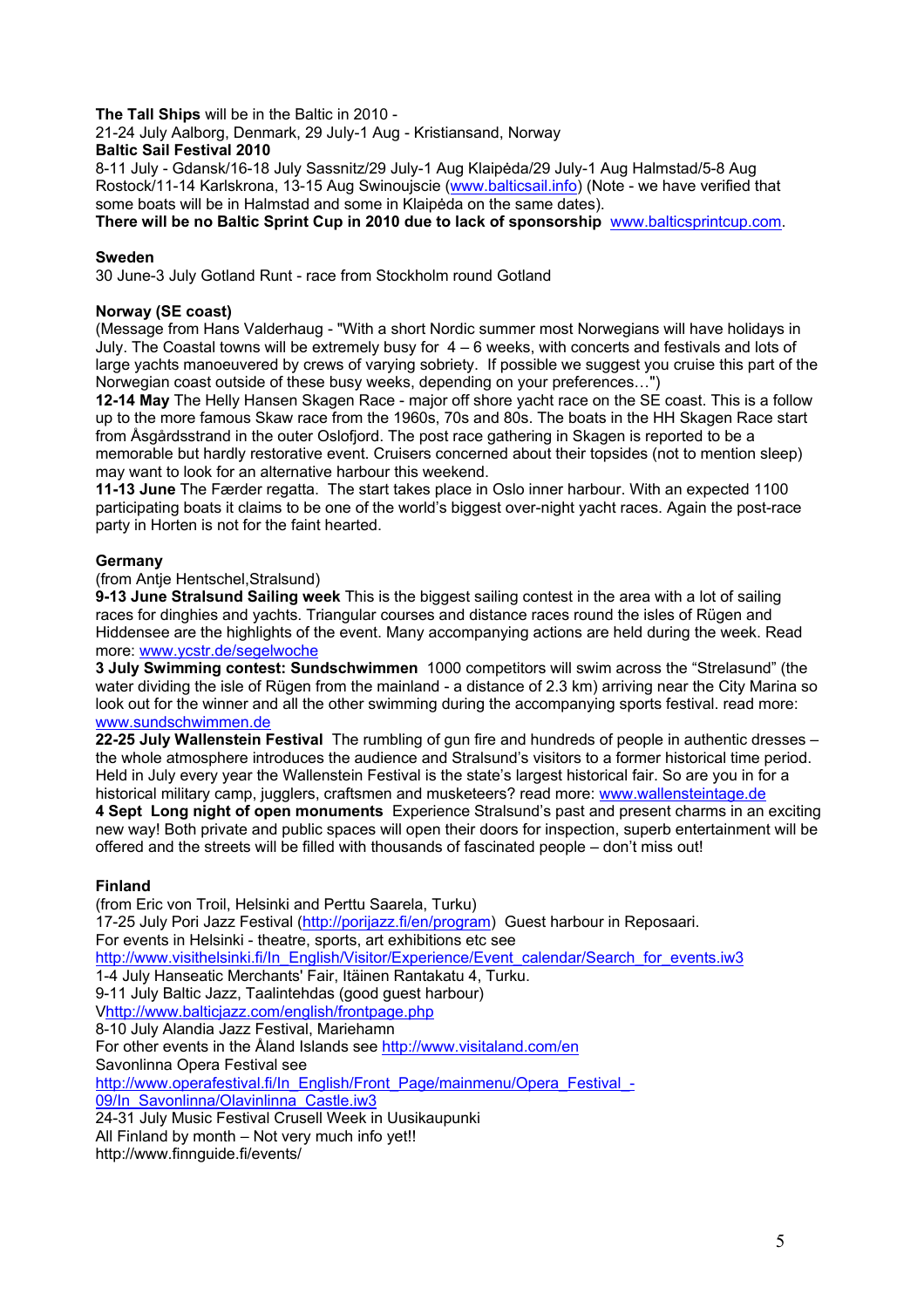**The Tall Ships** will be in the Baltic in 2010 -
21-24 July Aalborg, Denmark, 29 July-1 Aug - Kristiansand, Norway

**Baltic Sail Festival 2010**

8-11 July - Gdansk/16-18 July Sassnitz/29 July-1 Aug Klaipėda/29 July-1 Aug Halmstad/5-8 Aug Rostock/11-14 Karlskrona, 13-15 Aug Swinoujscie (www.balticsail.info) (Note - we have verified that some boats will be in Halmstad and some in Klaipėda on the same dates).

**There will be no Baltic Sprint Cup in 2010 due to lack of sponsorship** www.balticsprintcup.com.

**Sweden**

30 June-3 July Gotland Runt - race from Stockholm round Gotland

**Norway (SE coast)**

(Message from Hans Valderhaug - "With a short Nordic summer most Norwegians will have holidays in July. The Coastal towns will be extremely busy for 4 – 6 weeks, with concerts and festivals and lots of large yachts manoeuvered by crews of varying sobriety. If possible we suggest you cruise this part of the Norwegian coast outside of these busy weeks, depending on your preferences…")

**12-14 May** The Helly Hansen Skagen Race - major off shore yacht race on the SE coast. This is a follow up to the more famous Skaw race from the 1960s, 70s and 80s. The boats in the HH Skagen Race start from Åsgårdsstrand in the outer Oslofjord. The post race gathering in Skagen is reported to be a memorable but hardly restorative event. Cruisers concerned about their topsides (not to mention sleep) may want to look for an alternative harbour this weekend.

**11-13 June** The Færder regatta. The start takes place in Oslo inner harbour. With an expected 1100 participating boats it claims to be one of the world's biggest over-night yacht races. Again the post-race party in Horten is not for the faint hearted.

**Germany**

(from Antje Hentschel,Stralsund)

**9-13 June Stralsund Sailing week** This is the biggest sailing contest in the area with a lot of sailing races for dinghies and yachts. Triangular courses and distance races round the isles of Rügen and Hiddensee are the highlights of the event. Many accompanying actions are held during the week. Read more: www.ycstr.de/segelwoche

**3 July Swimming contest: Sundschwimmen** 1000 competitors will swim across the "Strelasund" (the water dividing the isle of Rügen from the mainland - a distance of 2.3 km) arriving near the City Marina so look out for the winner and all the other swimming during the accompanying sports festival. read more: www.sundschwimmen.de

**22-25 July Wallenstein Festival** The rumbling of gun fire and hundreds of people in authentic dresses – the whole atmosphere introduces the audience and Stralsund's visitors to a former historical time period. Held in July every year the Wallenstein Festival is the state's largest historical fair. So are you in for a historical military camp, jugglers, craftsmen and musketeers? read more: www.wallensteintage.de

**4 Sept Long night of open monuments** Experience Stralsund's past and present charms in an exciting new way! Both private and public spaces will open their doors for inspection, superb entertainment will be offered and the streets will be filled with thousands of fascinated people – don't miss out!

**Finland**

(from Eric von Troil, Helsinki and Perttu Saarela, Turku)
17-25 July Pori Jazz Festival (http://porijazz.fi/en/program) Guest harbour in Reposaari.
For events in Helsinki - theatre, sports, art exhibitions etc see
http://www.visithelsinki.fi/In_English/Visitor/Experience/Event_calendar/Search_for_events.iw3
1-4 July Hanseatic Merchants' Fair, Itäinen Rantakatu 4, Turku.
9-11 July Baltic Jazz, Taalintehdas (good guest harbour)
Vhttp://www.balticjazz.com/english/frontpage.php
8-10 July Alandia Jazz Festival, Mariehamn
For other events in the Åland Islands see http://www.visitaland.com/en
Savonlinna Opera Festival see
http://www.operafestival.fi/In_English/Front_Page/mainmenu/Opera_Festival_-09/In_Savonlinna/Olavinlinna_Castle.iw3
24-31 July Music Festival Crusell Week in Uusikaupunki
All Finland by month – Not very much info yet!!
http://www.finnguide.fi/events/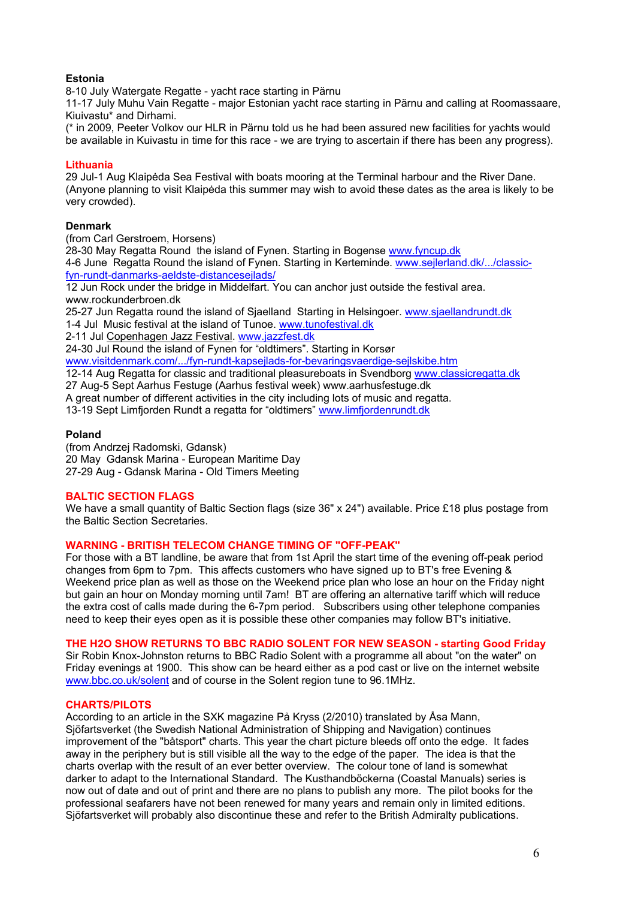**Estonia**

8-10 July Watergate Regatte - yacht race starting in Pärnu
11-17 July Muhu Vain Regatte - major Estonian yacht race starting in Pärnu and calling at Roomassaare, Kiuivastu* and Dirhami.
(* in 2009, Peeter Volkov our HLR in Pärnu told us he had been assured new facilities for yachts would be available in Kuivastu in time for this race - we are trying to ascertain if there has been any progress).

**Lithuania**

29 Jul-1 Aug Klaipėda Sea Festival with boats mooring at the Terminal harbour and the River Dane. (Anyone planning to visit Klaipėda this summer may wish to avoid these dates as the area is likely to be very crowded).

**Denmark**

(from Carl Gerstroem, Horsens)
28-30 May Regatta Round the island of Fynen. Starting in Bogense www.fyncup.dk
4-6 June Regatta Round the island of Fynen. Starting in Kerteminde. www.sejlerland.dk/.../classic-fyn-rundt-danmarks-aeldste-distancesejlads/
12 Jun Rock under the bridge in Middelfart. You can anchor just outside the festival area. www.rockunderbroen.dk
25-27 Jun Regatta round the island of Sjaelland Starting in Helsingoer. www.sjaellandrundt.dk
1-4 Jul Music festival at the island of Tunoe. www.tunofestival.dk
2-11 Jul Copenhagen Jazz Festival. www.jazzfest.dk
24-30 Jul Round the island of Fynen for "oldtimers". Starting in Korsør www.visitdenmark.com/.../fyn-rundt-kapsejlads-for-bevaringsvaerdige-sejlskibe.htm
12-14 Aug Regatta for classic and traditional pleasureboats in Svendborg www.classicregatta.dk
27 Aug-5 Sept Aarhus Festuge (Aarhus festival week) www.aarhusfestuge.dk
A great number of different activities in the city including lots of music and regatta.
13-19 Sept Limfjorden Rundt a regatta for "oldtimers" www.limfjordenrundt.dk

**Poland**

(from Andrzej Radomski, Gdansk)
20 May Gdansk Marina - European Maritime Day
27-29 Aug - Gdansk Marina - Old Timers Meeting

**BALTIC SECTION FLAGS**

We have a small quantity of Baltic Section flags (size 36" x 24") available. Price £18 plus postage from the Baltic Section Secretaries.

**WARNING - BRITISH TELECOM CHANGE TIMING OF "OFF-PEAK"**

For those with a BT landline, be aware that from 1st April the start time of the evening off-peak period changes from 6pm to 7pm. This affects customers who have signed up to BT's free Evening & Weekend price plan as well as those on the Weekend price plan who lose an hour on the Friday night but gain an hour on Monday morning until 7am! BT are offering an alternative tariff which will reduce the extra cost of calls made during the 6-7pm period. Subscribers using other telephone companies need to keep their eyes open as it is possible these other companies may follow BT's initiative.

**THE H2O SHOW RETURNS TO BBC RADIO SOLENT FOR NEW SEASON - starting Good Friday**

Sir Robin Knox-Johnston returns to BBC Radio Solent with a programme all about "on the water" on Friday evenings at 1900. This show can be heard either as a pod cast or live on the internet website www.bbc.co.uk/solent and of course in the Solent region tune to 96.1MHz.

**CHARTS/PILOTS**

According to an article in the SXK magazine På Kryss (2/2010) translated by Åsa Mann, Sjöfartsverket (the Swedish National Administration of Shipping and Navigation) continues improvement of the "båtsport" charts. This year the chart picture bleeds off onto the edge. It fades away in the periphery but is still visible all the way to the edge of the paper. The idea is that the charts overlap with the result of an ever better overview. The colour tone of land is somewhat darker to adapt to the International Standard. The Kusthandböckerna (Coastal Manuals) series is now out of date and out of print and there are no plans to publish any more. The pilot books for the professional seafarers have not been renewed for many years and remain only in limited editions. Sjöfartsverket will probably also discontinue these and refer to the British Admiralty publications.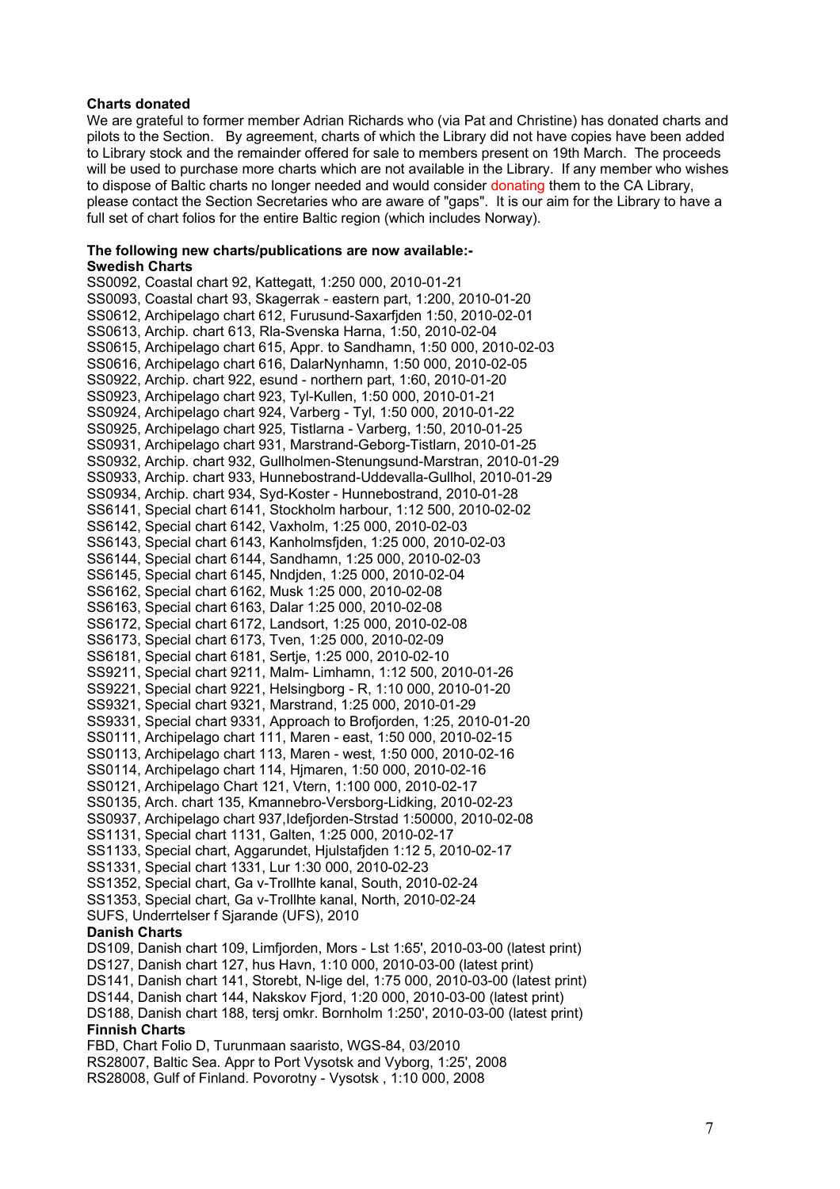**Charts donated**

We are grateful to former member Adrian Richards who (via Pat and Christine) has donated charts and pilots to the Section. By agreement, charts of which the Library did not have copies have been added to Library stock and the remainder offered for sale to members present on 19th March. The proceeds will be used to purchase more charts which are not available in the Library. If any member who wishes to dispose of Baltic charts no longer needed and would consider donating them to the CA Library, please contact the Section Secretaries who are aware of "gaps". It is our aim for the Library to have a full set of chart folios for the entire Baltic region (which includes Norway).

**The following new charts/publications are now available:-**

**Swedish Charts**

SS0092, Coastal chart 92, Kattegatt, 1:250 000, 2010-01-21
SS0093, Coastal chart 93, Skagerrak - eastern part, 1:200, 2010-01-20
SS0612, Archipelago chart 612, Furusund-Saxarfjden 1:50, 2010-02-01
SS0613, Archip. chart 613, Rla-Svenska Harna, 1:50, 2010-02-04
SS0615, Archipelago chart 615, Appr. to Sandhamn, 1:50 000, 2010-02-03
SS0616, Archipelago chart 616, DalarNynhamn, 1:50 000, 2010-02-05
SS0922, Archip. chart 922, esund - northern part, 1:60, 2010-01-20
SS0923, Archipelago chart 923, Tyl-Kullen, 1:50 000, 2010-01-21
SS0924, Archipelago chart 924, Varberg - Tyl, 1:50 000, 2010-01-22
SS0925, Archipelago chart 925, Tistlarna - Varberg, 1:50, 2010-01-25
SS0931, Archipelago chart 931, Marstrand-Geborg-Tistlarn, 2010-01-25
SS0932, Archip. chart 932, Gullholmen-Stenungsund-Marstran, 2010-01-29
SS0933, Archip. chart 933, Hunnebostrand-Uddevalla-Gullhol, 2010-01-29
SS0934, Archip. chart 934, Syd-Koster - Hunnebostrand, 2010-01-28
SS6141, Special chart 6141, Stockholm harbour, 1:12 500, 2010-02-02
SS6142, Special chart 6142, Vaxholm, 1:25 000, 2010-02-03
SS6143, Special chart 6143, Kanholmsfjden, 1:25 000, 2010-02-03
SS6144, Special chart 6144, Sandhamn, 1:25 000, 2010-02-03
SS6145, Special chart 6145, Nndjden, 1:25 000, 2010-02-04
SS6162, Special chart 6162, Musk 1:25 000, 2010-02-08
SS6163, Special chart 6163, Dalar 1:25 000, 2010-02-08
SS6172, Special chart 6172, Landsort, 1:25 000, 2010-02-08
SS6173, Special chart 6173, Tven, 1:25 000, 2010-02-09
SS6181, Special chart 6181, Sertje, 1:25 000, 2010-02-10
SS9211, Special chart 9211, Malm- Limhamn, 1:12 500, 2010-01-26
SS9221, Special chart 9221, Helsingborg - R, 1:10 000, 2010-01-20
SS9321, Special chart 9321, Marstrand, 1:25 000, 2010-01-29
SS9331, Special chart 9331, Approach to Brofjorden, 1:25, 2010-01-20
SS0111, Archipelago chart 111, Maren - east, 1:50 000, 2010-02-15
SS0113, Archipelago chart 113, Maren - west, 1:50 000, 2010-02-16
SS0114, Archipelago chart 114, Hjmaren, 1:50 000, 2010-02-16
SS0121, Archipelago Chart 121, Vtern, 1:100 000, 2010-02-17
SS0135, Arch. chart 135, Kmannebro-Versborg-Lidking, 2010-02-23
SS0937, Archipelago chart 937,Idefjorden-Strstad 1:50000, 2010-02-08
SS1131, Special chart 1131, Galten, 1:25 000, 2010-02-17
SS1133, Special chart, Aggarundet, Hjulstafjden 1:12 5, 2010-02-17
SS1331, Special chart 1331, Lur 1:30 000, 2010-02-23
SS1352, Special chart, Ga v-Trollhte kanal, South, 2010-02-24
SS1353, Special chart, Ga v-Trollhte kanal, North, 2010-02-24
SUFS, Underrtelser f Sjarande (UFS), 2010

**Danish Charts**

DS109, Danish chart 109, Limfjorden, Mors - Lst 1:65', 2010-03-00 (latest print)
DS127, Danish chart 127, hus Havn, 1:10 000, 2010-03-00 (latest print)
DS141, Danish chart 141, Storebt, N-lige del, 1:75 000, 2010-03-00 (latest print)
DS144, Danish chart 144, Nakskov Fjord, 1:20 000, 2010-03-00 (latest print)
DS188, Danish chart 188, tersj omkr. Bornholm 1:250', 2010-03-00 (latest print)

**Finnish Charts**

FBD, Chart Folio D, Turunmaan saaristo, WGS-84, 03/2010
RS28007, Baltic Sea. Appr to Port Vysotsk and Vyborg, 1:25', 2008
RS28008, Gulf of Finland. Povorotny - Vysotsk , 1:10 000, 2008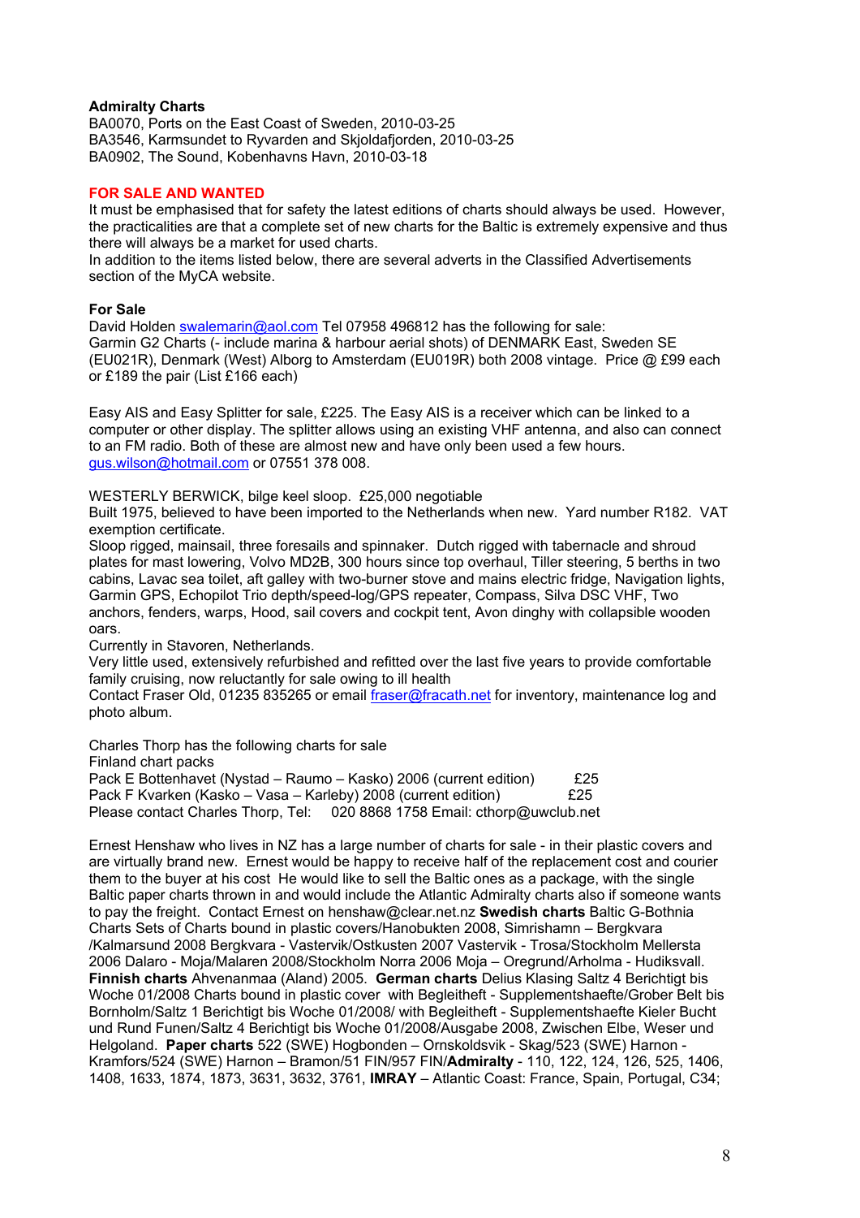**Admiralty Charts**
BA0070, Ports on the East Coast of Sweden, 2010-03-25
BA3546, Karmsundet to Ryvarden and Skjoldafjorden, 2010-03-25
BA0902, The Sound, Kobenhavns Havn, 2010-03-18

## FOR SALE AND WANTED

It must be emphasised that for safety the latest editions of charts should always be used. However, the practicalities are that a complete set of new charts for the Baltic is extremely expensive and thus there will always be a market for used charts.
In addition to the items listed below, there are several adverts in the Classified Advertisements section of the MyCA website.

### For Sale

David Holden swalemarin@aol.com Tel 07958 496812 has the following for sale:
Garmin G2 Charts (- include marina & harbour aerial shots) of DENMARK East, Sweden SE (EU021R), Denmark (West) Alborg to Amsterdam (EU019R) both 2008 vintage. Price @ £99 each or £189 the pair (List £166 each)

Easy AIS and Easy Splitter for sale, £225. The Easy AIS is a receiver which can be linked to a computer or other display. The splitter allows using an existing VHF antenna, and also can connect to an FM radio. Both of these are almost new and have only been used a few hours. gus.wilson@hotmail.com or 07551 378 008.

WESTERLY BERWICK, bilge keel sloop. £25,000 negotiable
Built 1975, believed to have been imported to the Netherlands when new. Yard number R182. VAT exemption certificate.
Sloop rigged, mainsail, three foresails and spinnaker. Dutch rigged with tabernacle and shroud plates for mast lowering, Volvo MD2B, 300 hours since top overhaul, Tiller steering, 5 berths in two cabins, Lavac sea toilet, aft galley with two-burner stove and mains electric fridge, Navigation lights, Garmin GPS, Echopilot Trio depth/speed-log/GPS repeater, Compass, Silva DSC VHF, Two anchors, fenders, warps, Hood, sail covers and cockpit tent, Avon dinghy with collapsible wooden oars.
Currently in Stavoren, Netherlands.
Very little used, extensively refurbished and refitted over the last five years to provide comfortable family cruising, now reluctantly for sale owing to ill health
Contact Fraser Old, 01235 835265 or email fraser@fracath.net for inventory, maintenance log and photo album.

Charles Thorp has the following charts for sale
Finland chart packs
Pack E Bottenhavet (Nystad – Raumo – Kasko) 2006 (current edition) £25
Pack F Kvarken (Kasko – Vasa – Karleby) 2008 (current edition) £25
Please contact Charles Thorp, Tel: 020 8868 1758 Email: cthorp@uwclub.net

Ernest Henshaw who lives in NZ has a large number of charts for sale - in their plastic covers and are virtually brand new. Ernest would be happy to receive half of the replacement cost and courier them to the buyer at his cost He would like to sell the Baltic ones as a package, with the single Baltic paper charts thrown in and would include the Atlantic Admiralty charts also if someone wants to pay the freight. Contact Ernest on henshaw@clear.net.nz **Swedish charts** Baltic G-Bothnia Charts Sets of Charts bound in plastic covers/Hanobukten 2008, Simrishamn – Bergkvara /Kalmarsund 2008 Bergkvara - Vastervik/Ostkusten 2007 Vastervik - Trosa/Stockholm Mellersta 2006 Dalaro - Moja/Malaren 2008/Stockholm Norra 2006 Moja – Oregrund/Arholma - Hudiksvall. **Finnish charts** Ahvenanmaa (Aland) 2005. **German charts** Delius Klasing Saltz 4 Berichtigt bis Woche 01/2008 Charts bound in plastic cover with Begleitheft - Supplementshaefte/Grober Belt bis Bornholm/Saltz 1 Berichtigt bis Woche 01/2008/ with Begleitheft - Supplementshaefte Kieler Bucht und Rund Funen/Saltz 4 Berichtigt bis Woche 01/2008/Ausgabe 2008, Zwischen Elbe, Weser und Helgoland. **Paper charts** 522 (SWE) Hogbonden – Ornskoldsvik - Skag/523 (SWE) Harnon - Kramfors/524 (SWE) Harnon – Bramon/51 FIN/957 FIN/**Admiralty** - 110, 122, 124, 126, 525, 1406, 1408, 1633, 1874, 1873, 3631, 3632, 3761, **IMRAY** – Atlantic Coast: France, Spain, Portugal, C34;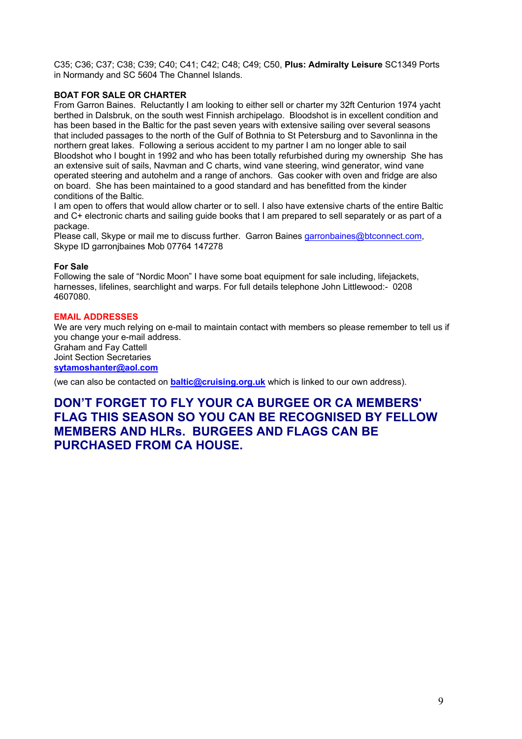C35; C36; C37; C38; C39; C40; C41; C42; C48; C49; C50, **Plus: Admiralty Leisure** SC1349 Ports in Normandy and SC 5604 The Channel Islands.

**BOAT FOR SALE OR CHARTER**

From Garron Baines. Reluctantly I am looking to either sell or charter my 32ft Centurion 1974 yacht berthed in Dalsbruk, on the south west Finnish archipelago. Bloodshot is in excellent condition and has been based in the Baltic for the past seven years with extensive sailing over several seasons that included passages to the north of the Gulf of Bothnia to St Petersburg and to Savonlinna in the northern great lakes. Following a serious accident to my partner I am no longer able to sail Bloodshot who I bought in 1992 and who has been totally refurbished during my ownership She has an extensive suit of sails, Navman and C charts, wind vane steering, wind generator, wind vane operated steering and autohelm and a range of anchors. Gas cooker with oven and fridge are also on board. She has been maintained to a good standard and has benefitted from the kinder conditions of the Baltic.

I am open to offers that would allow charter or to sell. I also have extensive charts of the entire Baltic and C+ electronic charts and sailing guide books that I am prepared to sell separately or as part of a package.

Please call, Skype or mail me to discuss further. Garron Baines garronbaines@btconnect.com, Skype ID garronjbaines Mob 07764 147278

**For Sale**

Following the sale of "Nordic Moon" I have some boat equipment for sale including, lifejackets, harnesses, lifelines, searchlight and warps. For full details telephone John Littlewood:- 0208 4607080.

**EMAIL ADDRESSES**

We are very much relying on e-mail to maintain contact with members so please remember to tell us if you change your e-mail address.
Graham and Fay Cattell
Joint Section Secretaries
**sytamoshanter@aol.com**

(we can also be contacted on **baltic@cruising.org.uk** which is linked to our own address).

## DON'T FORGET TO FLY YOUR CA BURGEE OR CA MEMBERS' FLAG THIS SEASON SO YOU CAN BE RECOGNISED BY FELLOW MEMBERS AND HLRs. BURGEES AND FLAGS CAN BE PURCHASED FROM CA HOUSE.